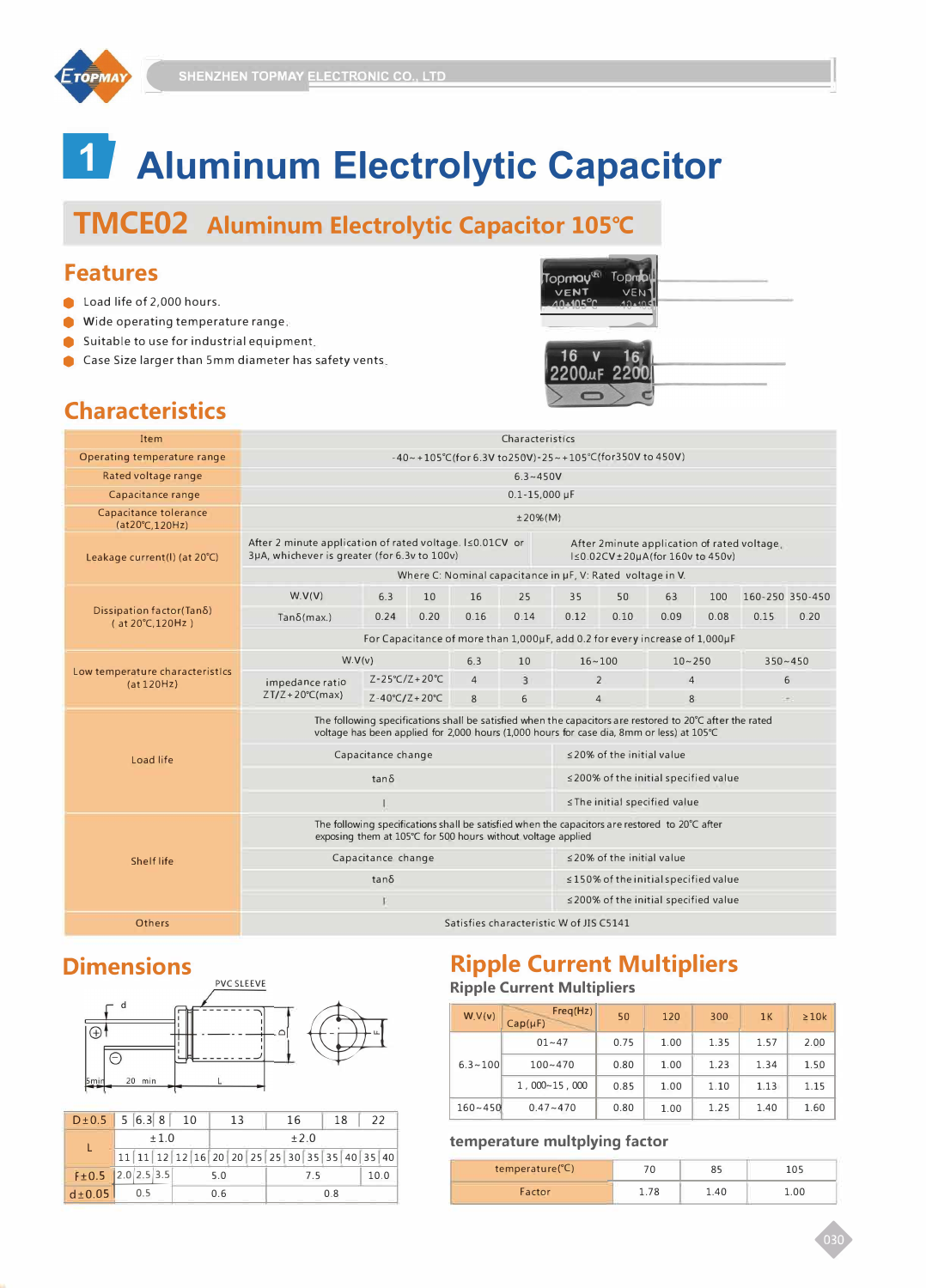# 1 Aluminum Electrolytic Capacitor

## TMCE02 Aluminum Electrolytic Capacitor 105℃

### Features

- Load life of 2,000 hours.
- Wide operating temperature range.
- Suitable to use for industrial equipment.
- Case Size larger than 5mm diameter has safety vents.

### Characteristics

| Item | Characteristics | | | | | | | | | | |
|---|---|---|---|---|---|---|---|---|---|---|---|
| Operating temperature range | -40~+105℃(for 6.3V to250V)-25~+105℃(for350V to 450V) | | | | | | | | | | |
| Rated voltage range | 6.3~450V | | | | | | | | | | |
| Capacitance range | 0.1-15,000 μF | | | | | | | | | | |
| Capacitance tolerance (at20℃,120Hz) | ±20%(M) | | | | | | | | | | |
| Leakage current(I) (at 20℃) | After 2 minute application of rated voltage. I≤0.01CV or 3μA, whichever is greater (for 6.3v to 100v) | | | | | After 2minute application of rated voltage, I≤0.02CV±20μA(for 160v to 450v) | | | | | |
| | Where C: Nominal capacitance in μF, V: Rated voltage in V. | | | | | | | | | | |
| Dissipation factor(Tanδ) ( at 20℃,120Hz ) | W.V(V) | 6.3 | 10 | 16 | 25 | 35 | 50 | 63 | 100 | 160-250 | 350-450 |
| | Tanδ(max.) | 0.24 | 0.20 | 0.16 | 0.14 | 0.12 | 0.10 | 0.09 | 0.08 | 0.15 | 0.20 |
| | For Capacitance of more than 1,000μF, add 0.2 for every increase of 1,000μF | | | | | | | | | | |
| Low temperature characteristics (at 120Hz) | W.V(v) | | 6.3 | 10 | 16~100 | 10~250 | 350~450 | | | | |
| | impedance ratio ZT/Z+20℃(max) | Z-25℃/Z+20℃ | 4 | 3 | 2 | 4 | 6 | | | | |
| | | Z-40℃/Z+20℃ | 8 | 6 | 4 | 8 | - | | | | |
| Load life | The following specifications shall be satisfied when the capacitors are restored to 20℃ after the rated voltage has been applied for 2,000 hours (1,000 hours for case dia, 8mm or less) at 105℃ | | | | | | | | | | |
| | Capacitance change | | | | | ≤20% of the initial value | | | | | |
| | tanδ | | | | | ≤200% of the initial specified value | | | | | |
| | I | | | | | ≤The initial specified value | | | | | |
| Shelf life | The following specifications shall be satisfied when the capacitors are restored to 20℃ after exposing them at 105℃ for 500 hours without voltage applied | | | | | | | | | | |
| | Capacitance change | | | | | ≤20% of the initial value | | | | | |
| | tanδ | | | | | ≤150% of the initial specified value | | | | | |
| | I | | | | | ≤200% of the initial specified value | | | | | |
| Others | Satisfies characteristic W of JIS C5141 | | | | | | | | | | |

### Dimensions

PVC SLEEVE

d, D, F, L, 5min, 20 min

| D±0.5 | 5 | 6.3 | 8 | 10 | | | 13 | | | 16 | | | 18 | | 22 | |
|---|---|---|---|---|---|---|---|---|---|---|---|---|---|---|---|---|
| L | ±1.0 | | | | | | ±2.0 | | | | | | | | | |
| | 11 | 11 | 12 | 12 | 16 | 20 | 20 | 25 | 25 | 30 | 35 | 35 | 40 | 35 | 40 | |
| F±0.5 | 2.0 | 2.5 | 3.5 | 5.0 | | | | | 7.5 | | | | | 10.0 | | |
| d±0.05 | 0.5 | | | 0.6 | | | | | 0.8 | | | | | | | |

### Ripple Current Multipliers

**Ripple Current Multipliers**

| W.V(v) | Cap(μF) \ Freq(Hz) | 50 | 120 | 300 | 1K | ≥10k |
|---|---|---|---|---|---|---|
| 6.3~100 | 01~47 | 0.75 | 1.00 | 1.35 | 1.57 | 2.00 |
| | 100~470 | 0.80 | 1.00 | 1.23 | 1.34 | 1.50 |
| | 1,000~15,000 | 0.85 | 1.00 | 1.10 | 1.13 | 1.15 |
| 160~450 | 0.47~470 | 0.80 | 1.00 | 1.25 | 1.40 | 1.60 |

**temperature multplying factor**

| temperature(℃) | 70 | 85 | 105 |
|---|---|---|---|
| Factor | 1.78 | 1.40 | 1.00 |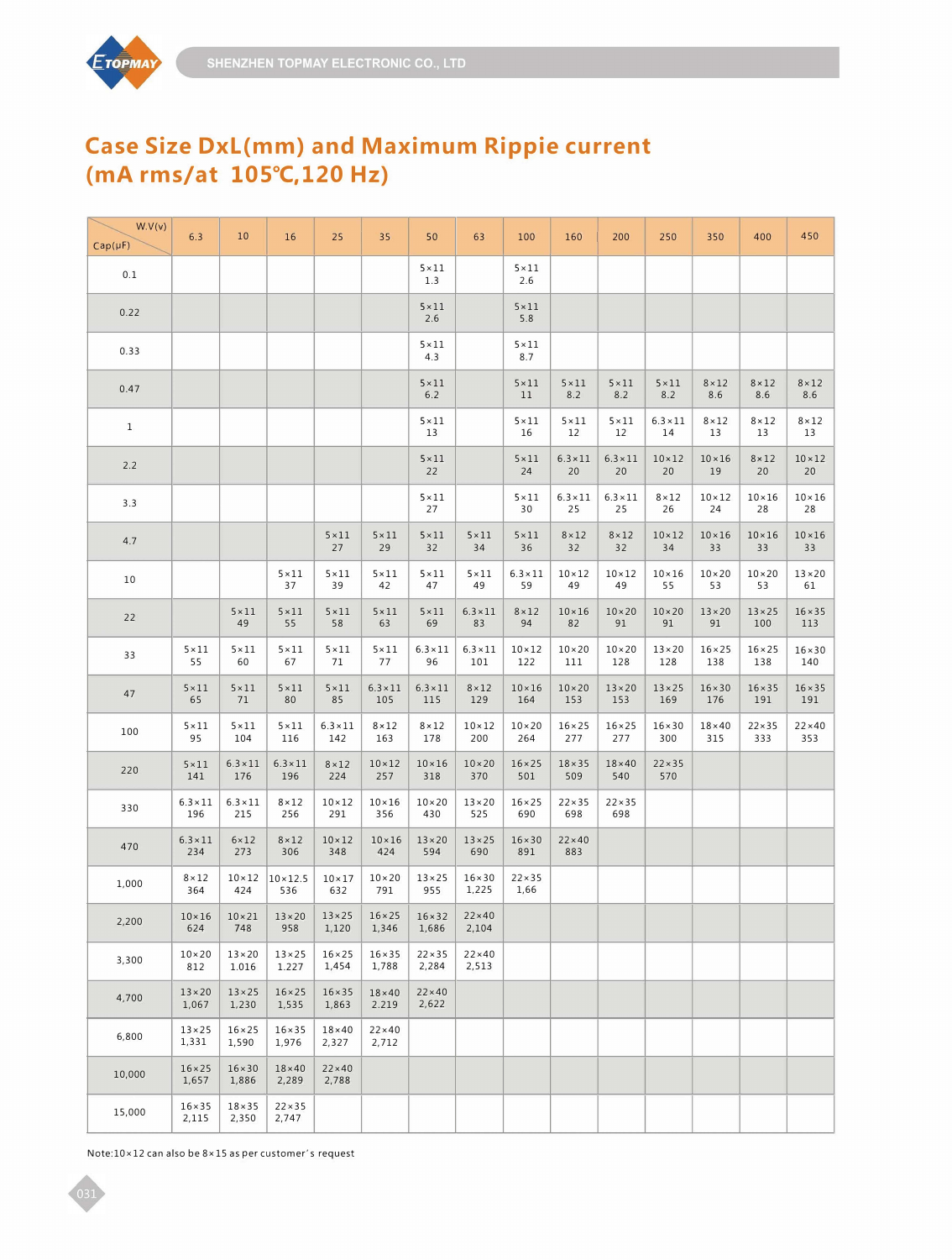## Case Size DxL(mm) and Maximum Rippie current (mA rms/at 105℃,120 Hz)

| W.V(v) / Cap(μF) | 6.3 | 10 | 16 | 25 | 35 | 50 | 63 | 100 | 160 | 200 | 250 | 350 | 400 | 450 |
|---|---|---|---|---|---|---|---|---|---|---|---|---|---|---|
| 0.1 | | | | | | 5×11 1.3 | | 5×11 2.6 | | | | | | |
| 0.22 | | | | | | 5×11 2.6 | | 5×11 5.8 | | | | | | |
| 0.33 | | | | | | 5×11 4.3 | | 5×11 8.7 | | | | | | |
| 0.47 | | | | | | 5×11 6.2 | | 5×11 11 | 5×11 8.2 | 5×11 8.2 | 5×11 8.2 | 8×12 8.6 | 8×12 8.6 | 8×12 8.6 |
| 1 | | | | | | 5×11 13 | | 5×11 16 | 5×11 12 | 5×11 12 | 6.3×11 14 | 8×12 13 | 8×12 13 | 8×12 13 |
| 2.2 | | | | | | 5×11 22 | | 5×11 24 | 6.3×11 20 | 6.3×11 20 | 10×12 20 | 10×16 19 | 8×12 20 | 10×12 20 |
| 3.3 | | | | | | 5×11 27 | | 5×11 30 | 6.3×11 25 | 6.3×11 25 | 8×12 26 | 10×12 24 | 10×16 28 | 10×16 28 |
| 4.7 | | | | 5×11 27 | 5×11 29 | 5×11 32 | 5×11 34 | 5×11 36 | 8×12 32 | 8×12 32 | 10×12 34 | 10×16 33 | 10×16 33 | 10×16 33 |
| 10 | | | 5×11 37 | 5×11 39 | 5×11 42 | 5×11 47 | 5×11 49 | 6.3×11 59 | 10×12 49 | 10×12 49 | 10×16 55 | 10×20 53 | 10×20 53 | 13×20 61 |
| 22 | | 5×11 49 | 5×11 55 | 5×11 58 | 5×11 63 | 5×11 69 | 6.3×11 83 | 8×12 94 | 10×16 82 | 10×20 91 | 10×20 91 | 13×20 91 | 13×25 100 | 16×35 113 |
| 33 | 5×11 55 | 5×11 60 | 5×11 67 | 5×11 71 | 5×11 77 | 6.3×11 96 | 6.3×11 101 | 10×12 122 | 10×20 111 | 10×20 128 | 13×20 128 | 16×25 138 | 16×25 138 | 16×30 140 |
| 47 | 5×11 65 | 5×11 71 | 5×11 80 | 5×11 85 | 6.3×11 105 | 6.3×11 115 | 8×12 129 | 10×16 164 | 10×20 153 | 13×20 153 | 13×25 169 | 16×30 176 | 16×35 191 | 16×35 191 |
| 100 | 5×11 95 | 5×11 104 | 5×11 116 | 6.3×11 142 | 8×12 163 | 8×12 178 | 10×12 200 | 10×20 264 | 16×25 277 | 16×25 277 | 16×30 300 | 18×40 315 | 22×35 333 | 22×40 353 |
| 220 | 5×11 141 | 6.3×11 176 | 6.3×11 196 | 8×12 224 | 10×12 257 | 10×16 318 | 10×20 370 | 16×25 501 | 18×35 509 | 18×40 540 | 22×35 570 | | | |
| 330 | 6.3×11 196 | 6.3×11 215 | 8×12 256 | 10×12 291 | 10×16 356 | 10×20 430 | 13×20 525 | 16×25 690 | 22×35 698 | 22×35 698 | | | | |
| 470 | 6.3×11 234 | 6×12 273 | 8×12 306 | 10×12 348 | 10×16 424 | 13×20 594 | 13×25 690 | 16×30 891 | 22×40 883 | | | | | |
| 1,000 | 8×12 364 | 10×12 424 | 10×12.5 536 | 10×17 632 | 10×20 791 | 13×25 955 | 16×30 1,225 | 22×35 1,66 | | | | | | |
| 2,200 | 10×16 624 | 10×21 748 | 13×20 958 | 13×25 1,120 | 16×25 1,346 | 16×32 1,686 | 22×40 2,104 | | | | | | | |
| 3,300 | 10×20 812 | 13×20 1.016 | 13×25 1.227 | 16×25 1,454 | 16×35 1,788 | 22×35 2,284 | 22×40 2,513 | | | | | | | |
| 4,700 | 13×20 1,067 | 13×25 1,230 | 16×25 1,535 | 16×35 1,863 | 18×40 2.219 | 22×40 2,622 | | | | | | | | |
| 6,800 | 13×25 1,331 | 16×25 1,590 | 16×35 1,976 | 18×40 2,327 | 22×40 2,712 | | | | | | | | | |
| 10,000 | 16×25 1,657 | 16×30 1,886 | 18×40 2,289 | 22×40 2,788 | | | | | | | | | | |
| 15,000 | 16×35 2,115 | 18×35 2,350 | 22×35 2,747 | | | | | | | | | | | |

Note:10×12 can also be 8×15 as per customer´s request